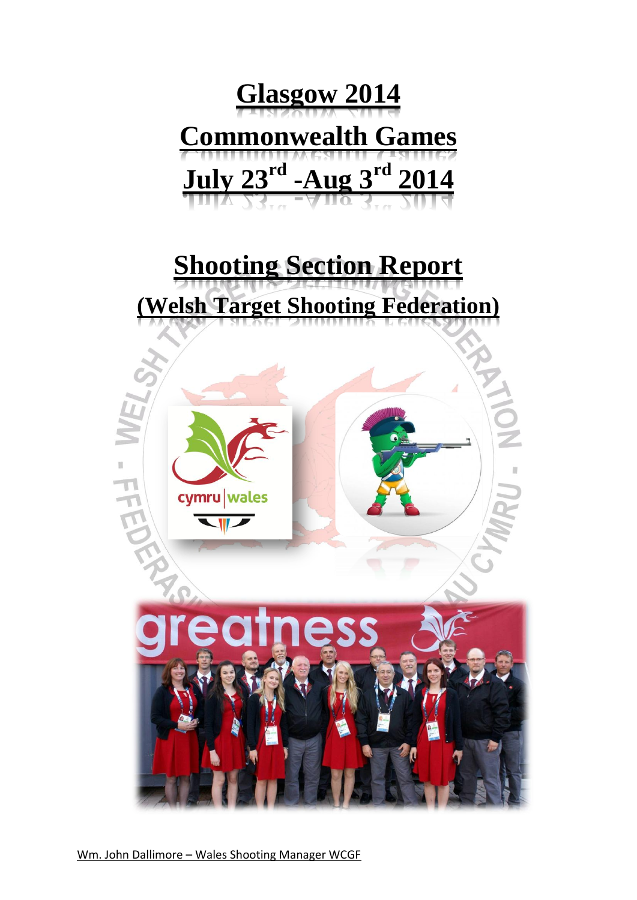# Glasgow 2014

# Commonwealth Games

# July 23rd -Aug 3rd 2014

## Shooting Section Report

## (Welsh Target Shooting Federation)

Wm. John Dallimore – Wales Shooting Manager WCGF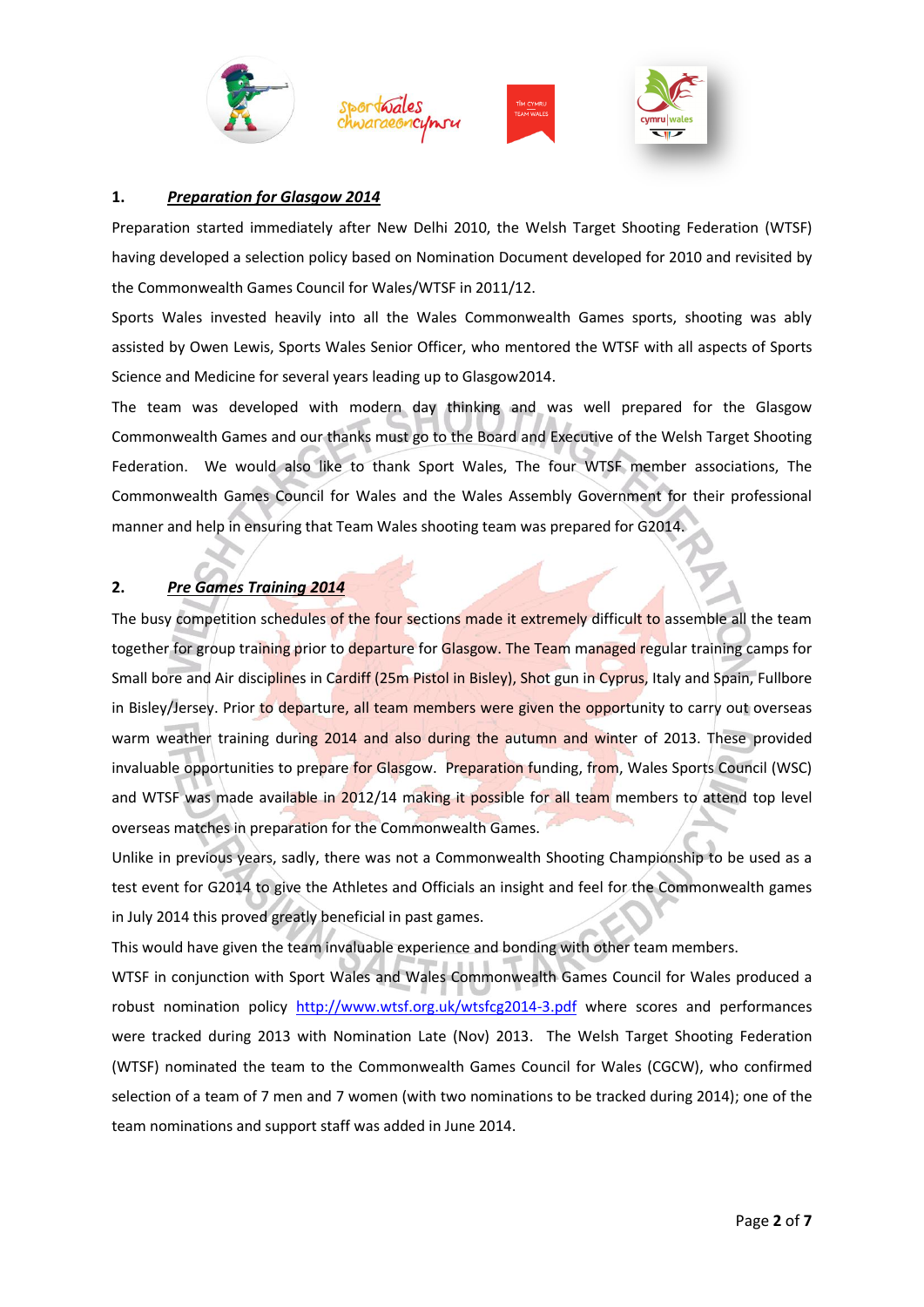## 1. ***Preparation for Glasgow 2014***

Preparation started immediately after New Delhi 2010, the Welsh Target Shooting Federation (WTSF) having developed a selection policy based on Nomination Document developed for 2010 and revisited by the Commonwealth Games Council for Wales/WTSF in 2011/12.

Sports Wales invested heavily into all the Wales Commonwealth Games sports, shooting was ably assisted by Owen Lewis, Sports Wales Senior Officer, who mentored the WTSF with all aspects of Sports Science and Medicine for several years leading up to Glasgow2014.

The team was developed with modern day thinking and was well prepared for the Glasgow Commonwealth Games and our thanks must go to the Board and Executive of the Welsh Target Shooting Federation. We would also like to thank Sport Wales, The four WTSF member associations, The Commonwealth Games Council for Wales and the Wales Assembly Government for their professional manner and help in ensuring that Team Wales shooting team was prepared for G2014.

## 2. ***Pre Games Training 2014***

The busy competition schedules of the four sections made it extremely difficult to assemble all the team together for group training prior to departure for Glasgow. The Team managed regular training camps for Small bore and Air disciplines in Cardiff (25m Pistol in Bisley), Shot gun in Cyprus, Italy and Spain, Fullbore in Bisley/Jersey. Prior to departure, all team members were given the opportunity to carry out overseas warm weather training during 2014 and also during the autumn and winter of 2013. These provided invaluable opportunities to prepare for Glasgow. Preparation funding, from, Wales Sports Council (WSC) and WTSF was made available in 2012/14 making it possible for all team members to attend top level overseas matches in preparation for the Commonwealth Games.

Unlike in previous years, sadly, there was not a Commonwealth Shooting Championship to be used as a test event for G2014 to give the Athletes and Officials an insight and feel for the Commonwealth games in July 2014 this proved greatly beneficial in past games.

This would have given the team invaluable experience and bonding with other team members.

WTSF in conjunction with Sport Wales and Wales Commonwealth Games Council for Wales produced a robust nomination policy http://www.wtsf.org.uk/wtsfcg2014-3.pdf where scores and performances were tracked during 2013 with Nomination Late (Nov) 2013. The Welsh Target Shooting Federation (WTSF) nominated the team to the Commonwealth Games Council for Wales (CGCW), who confirmed selection of a team of 7 men and 7 women (with two nominations to be tracked during 2014); one of the team nominations and support staff was added in June 2014.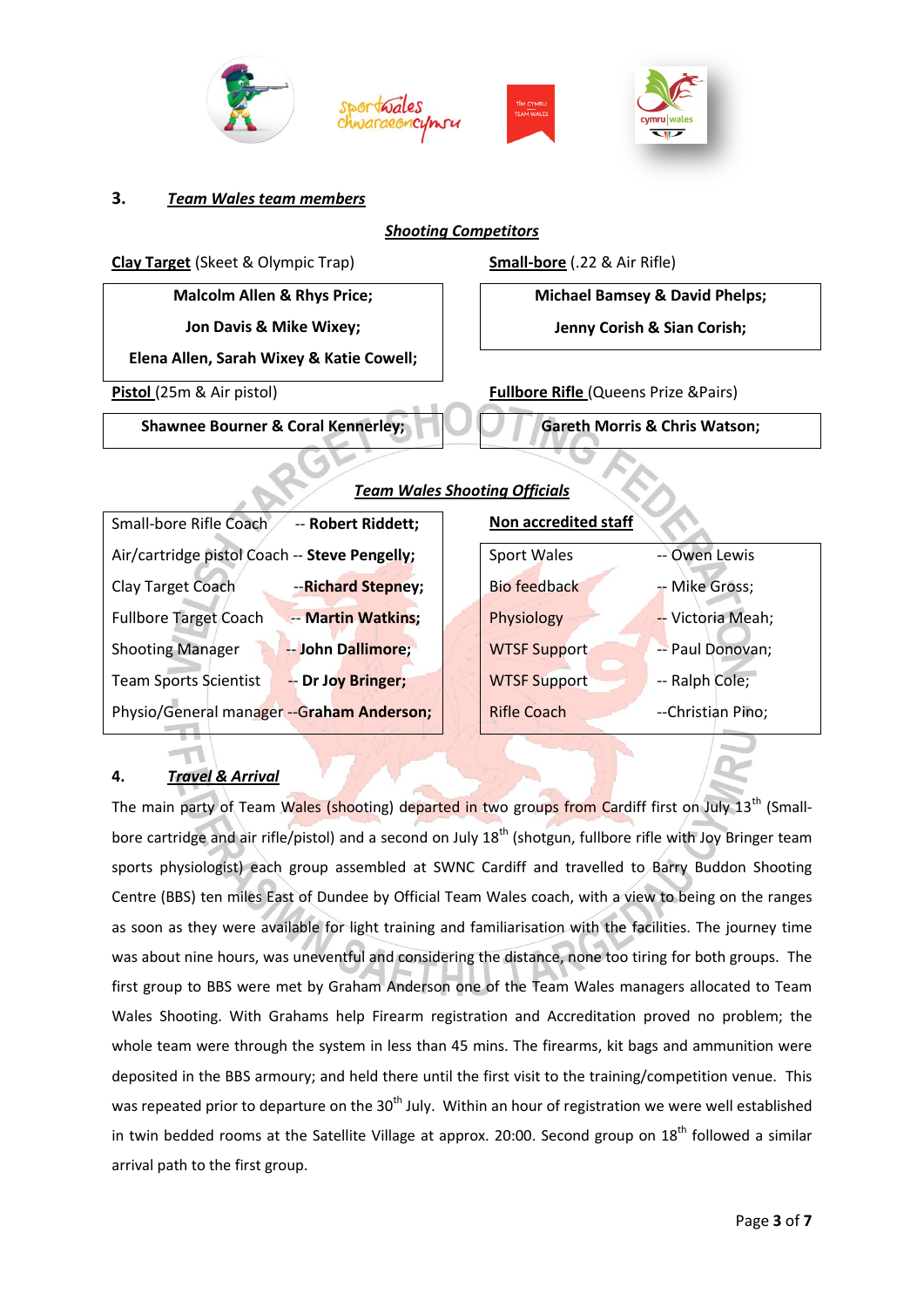## 3. *Team Wales team members*

### *Shooting Competitors*

**Clay Target** (Skeet & Olympic Trap)

| **Malcolm Allen & Rhys Price;** |
|---|
| **Jon Davis & Mike Wixey;** |
| **Elena Allen, Sarah Wixey & Katie Cowell;** |

**Small-bore** (.22 & Air Rifle)

| **Michael Bamsey & David Phelps;** |
|---|
| **Jenny Corish & Sian Corish;** |

**Pistol** (25m & Air pistol)

| **Shawnee Bourner & Coral Kennerley;** |
|---|

**Fullbore Rifle** (Queens Prize &Pairs)

| **Gareth Morris & Chris Watson;** |
|---|

### *Team Wales Shooting Officials*

| Role | Name |
|---|---|
| Small-bore Rifle Coach | -- **Robert Riddett;** |
| Air/cartridge pistol Coach | -- **Steve Pengelly;** |
| Clay Target Coach | --**Richard Stepney;** |
| Fullbore Target Coach | -- **Martin Watkins;** |
| Shooting Manager | -- **John Dallimore;** |
| Team Sports Scientist | -- **Dr Joy Bringer;** |
| Physio/General manager | --**Graham Anderson;** |

**Non accredited staff**

| Role | Name |
|---|---|
| Sport Wales | -- Owen Lewis |
| Bio feedback | -- Mike Gross; |
| Physiology | -- Victoria Meah; |
| WTSF Support | -- Paul Donovan; |
| WTSF Support | -- Ralph Cole; |
| Rifle Coach | --Christian Pino; |

## 4. *Travel & Arrival*

The main party of Team Wales (shooting) departed in two groups from Cardiff first on July 13th (Small-bore cartridge and air rifle/pistol) and a second on July 18th (shotgun, fullbore rifle with Joy Bringer team sports physiologist) each group assembled at SWNC Cardiff and travelled to Barry Buddon Shooting Centre (BBS) ten miles East of Dundee by Official Team Wales coach, with a view to being on the ranges as soon as they were available for light training and familiarisation with the facilities. The journey time was about nine hours, was uneventful and considering the distance, none too tiring for both groups. The first group to BBS were met by Graham Anderson one of the Team Wales managers allocated to Team Wales Shooting. With Grahams help Firearm registration and Accreditation proved no problem; the whole team were through the system in less than 45 mins. The firearms, kit bags and ammunition were deposited in the BBS armoury; and held there until the first visit to the training/competition venue. This was repeated prior to departure on the 30th July. Within an hour of registration we were well established in twin bedded rooms at the Satellite Village at approx. 20:00. Second group on 18th followed a similar arrival path to the first group.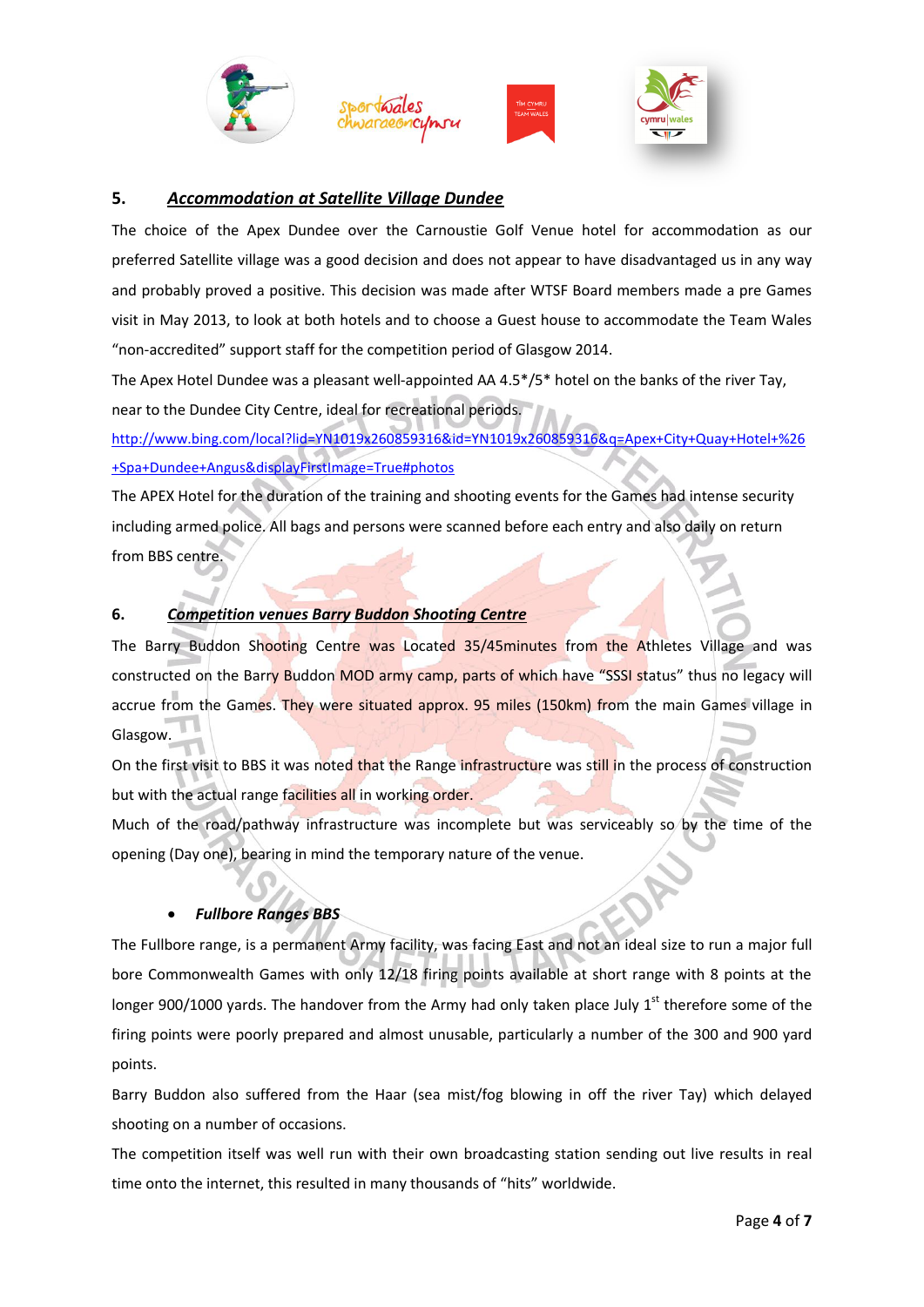## 5. ***Accommodation at Satellite Village Dundee***

The choice of the Apex Dundee over the Carnoustie Golf Venue hotel for accommodation as our preferred Satellite village was a good decision and does not appear to have disadvantaged us in any way and probably proved a positive. This decision was made after WTSF Board members made a pre Games visit in May 2013, to look at both hotels and to choose a Guest house to accommodate the Team Wales "non-accredited" support staff for the competition period of Glasgow 2014.

The Apex Hotel Dundee was a pleasant well-appointed AA 4.5*/5* hotel on the banks of the river Tay, near to the Dundee City Centre, ideal for recreational periods.

http://www.bing.com/local?lid=YN1019x260859316&id=YN1019x260859316&q=Apex+City+Quay+Hotel+%26+Spa+Dundee+Angus&displayFirstImage=True#photos

The APEX Hotel for the duration of the training and shooting events for the Games had intense security including armed police. All bags and persons were scanned before each entry and also daily on return from BBS centre.

## 6. ***Competition venues Barry Buddon Shooting Centre***

The Barry Buddon Shooting Centre was Located 35/45minutes from the Athletes Village and was constructed on the Barry Buddon MOD army camp, parts of which have "SSSI status" thus no legacy will accrue from the Games. They were situated approx. 95 miles (150km) from the main Games village in Glasgow.

On the first visit to BBS it was noted that the Range infrastructure was still in the process of construction but with the actual range facilities all in working order.

Much of the road/pathway infrastructure was incomplete but was serviceably so by the time of the opening (Day one), bearing in mind the temporary nature of the venue.

- ***Fullbore Ranges BBS***

The Fullbore range, is a permanent Army facility, was facing East and not an ideal size to run a major full bore Commonwealth Games with only 12/18 firing points available at short range with 8 points at the longer 900/1000 yards. The handover from the Army had only taken place July 1st therefore some of the firing points were poorly prepared and almost unusable, particularly a number of the 300 and 900 yard points.

Barry Buddon also suffered from the Haar (sea mist/fog blowing in off the river Tay) which delayed shooting on a number of occasions.

The competition itself was well run with their own broadcasting station sending out live results in real time onto the internet, this resulted in many thousands of "hits" worldwide.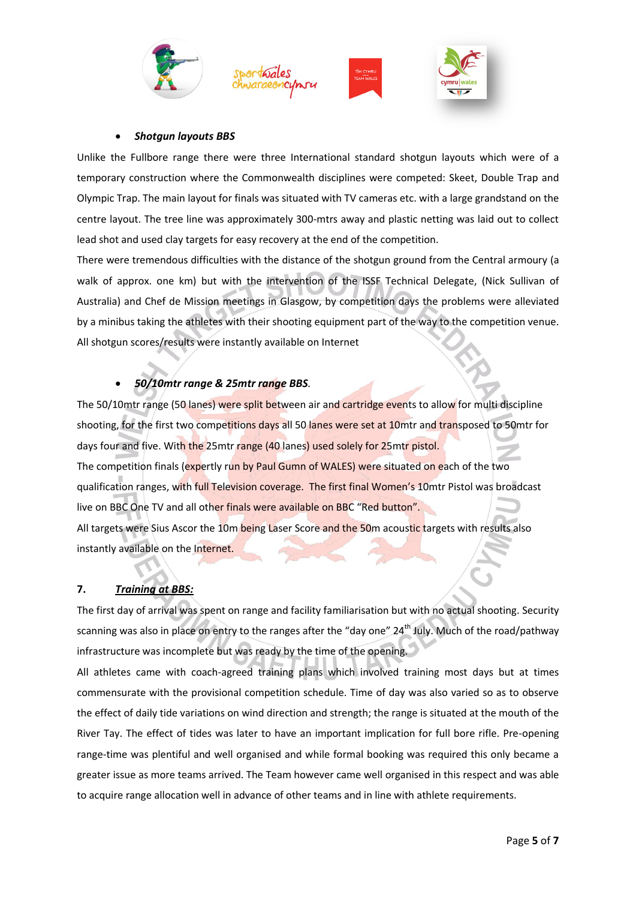- ***Shotgun layouts BBS***

Unlike the Fullbore range there were three International standard shotgun layouts which were of a temporary construction where the Commonwealth disciplines were competed: Skeet, Double Trap and Olympic Trap. The main layout for finals was situated with TV cameras etc. with a large grandstand on the centre layout. The tree line was approximately 300-mtrs away and plastic netting was laid out to collect lead shot and used clay targets for easy recovery at the end of the competition.

There were tremendous difficulties with the distance of the shotgun ground from the Central armoury (a walk of approx. one km) but with the intervention of the ISSF Technical Delegate, (Nick Sullivan of Australia) and Chef de Mission meetings in Glasgow, by competition days the problems were alleviated by a minibus taking the athletes with their shooting equipment part of the way to the competition venue. All shotgun scores/results were instantly available on Internet

- ***50/10mtr range & 25mtr range BBS***.

The 50/10mtr range (50 lanes) were split between air and cartridge events to allow for multi discipline shooting, for the first two competitions days all 50 lanes were set at 10mtr and transposed to 50mtr for days four and five. With the 25mtr range (40 lanes) used solely for 25mtr pistol.

The competition finals (expertly run by Paul Gumn of WALES) were situated on each of the two qualification ranges, with full Television coverage. The first final Women's 10mtr Pistol was broadcast live on BBC One TV and all other finals were available on BBC "Red button".

All targets were Sius Ascor the 10m being Laser Score and the 50m acoustic targets with results also instantly available on the Internet.

## 7. ***Training at BBS:***

The first day of arrival was spent on range and facility familiarisation but with no actual shooting. Security scanning was also in place on entry to the ranges after the "day one" 24th July. Much of the road/pathway infrastructure was incomplete but was ready by the time of the opening.

All athletes came with coach-agreed training plans which involved training most days but at times commensurate with the provisional competition schedule. Time of day was also varied so as to observe the effect of daily tide variations on wind direction and strength; the range is situated at the mouth of the River Tay. The effect of tides was later to have an important implication for full bore rifle. Pre-opening range-time was plentiful and well organised and while formal booking was required this only became a greater issue as more teams arrived. The Team however came well organised in this respect and was able to acquire range allocation well in advance of other teams and in line with athlete requirements.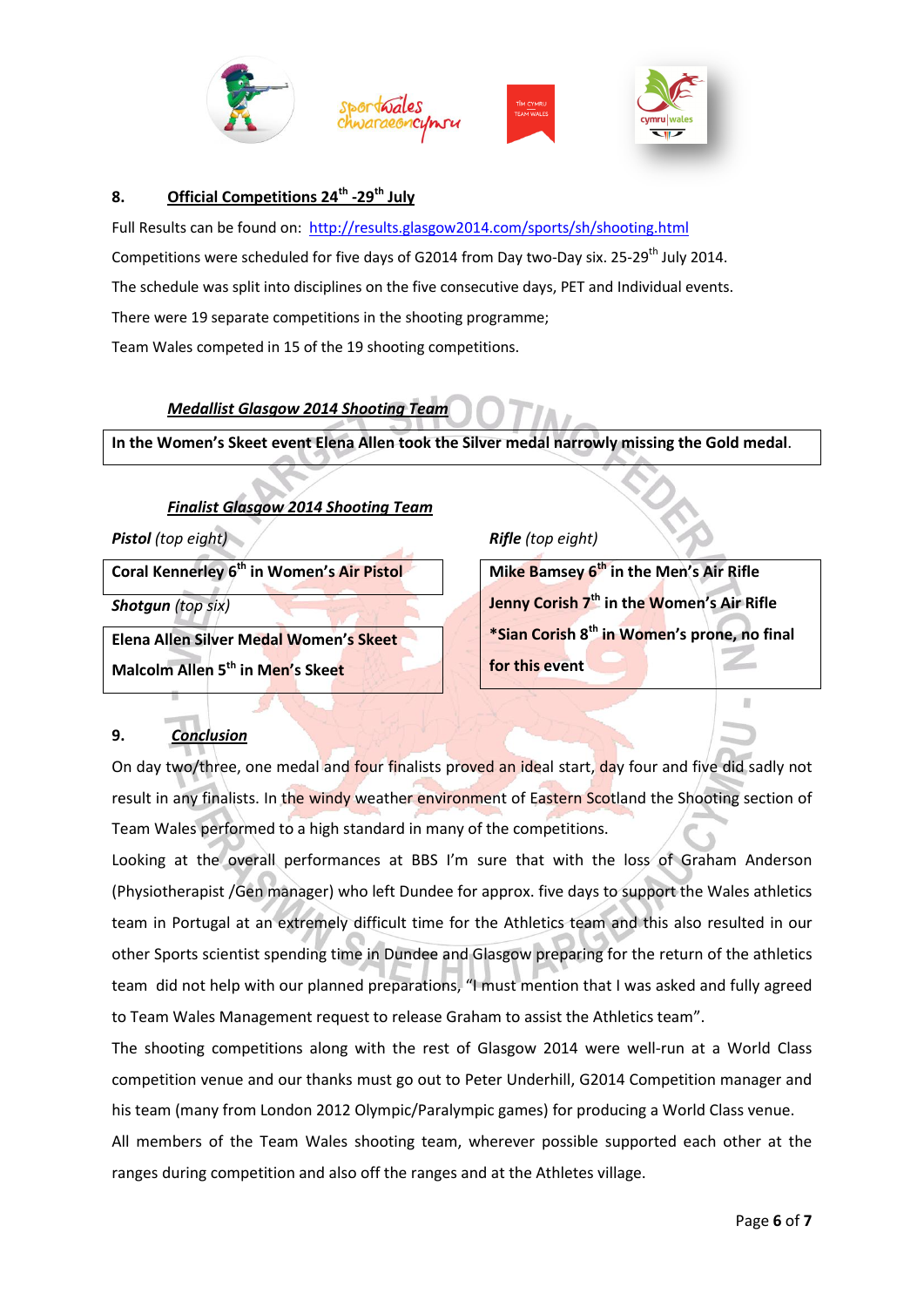## 8. Official Competitions 24th -29th July

Full Results can be found on: http://results.glasgow2014.com/sports/sh/shooting.html

Competitions were scheduled for five days of G2014 from Day two-Day six. 25-29th July 2014.

The schedule was split into disciplines on the five consecutive days, PET and Individual events.

There were 19 separate competitions in the shooting programme;

Team Wales competed in 15 of the 19 shooting competitions.

### *Medallist Glasgow 2014 Shooting Team*

**In the Women's Skeet event Elena Allen took the Silver medal narrowly missing the Gold medal**.

### *Finalist Glasgow 2014 Shooting Team*

***Pistol** (top eight)*

**Coral Kennerley 6th in Women's Air Pistol**

***Shotgun** (top six)*

**Elena Allen Silver Medal Women's Skeet**

**Malcolm Allen 5th in Men's Skeet**

***Rifle** (top eight)*

**Mike Bamsey 6th in the Men's Air Rifle**

**Jenny Corish 7th in the Women's Air Rifle**

**\*Sian Corish 8th in Women's prone, no final for this event**

## 9. *Conclusion*

On day two/three, one medal and four finalists proved an ideal start, day four and five did sadly not result in any finalists. In the windy weather environment of Eastern Scotland the Shooting section of Team Wales performed to a high standard in many of the competitions.

Looking at the overall performances at BBS I'm sure that with the loss of Graham Anderson (Physiotherapist /Gen manager) who left Dundee for approx. five days to support the Wales athletics team in Portugal at an extremely difficult time for the Athletics team and this also resulted in our other Sports scientist spending time in Dundee and Glasgow preparing for the return of the athletics team did not help with our planned preparations, "I must mention that I was asked and fully agreed to Team Wales Management request to release Graham to assist the Athletics team".

The shooting competitions along with the rest of Glasgow 2014 were well-run at a World Class competition venue and our thanks must go out to Peter Underhill, G2014 Competition manager and his team (many from London 2012 Olympic/Paralympic games) for producing a World Class venue.

All members of the Team Wales shooting team, wherever possible supported each other at the ranges during competition and also off the ranges and at the Athletes village.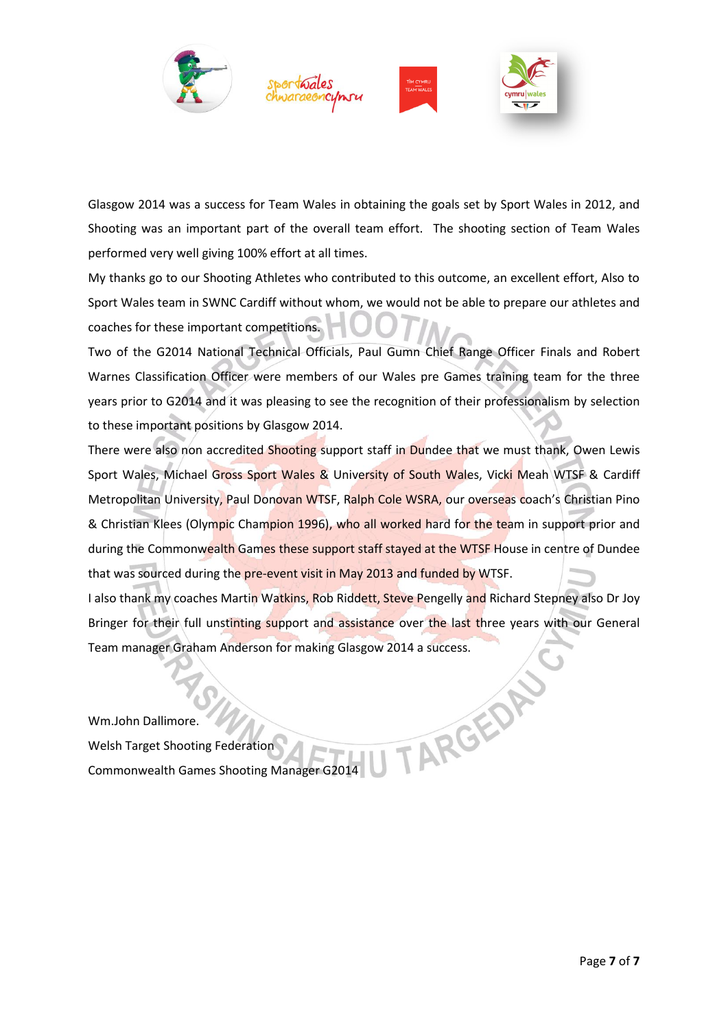Glasgow 2014 was a success for Team Wales in obtaining the goals set by Sport Wales in 2012, and Shooting was an important part of the overall team effort. The shooting section of Team Wales performed very well giving 100% effort at all times.

My thanks go to our Shooting Athletes who contributed to this outcome, an excellent effort, Also to Sport Wales team in SWNC Cardiff without whom, we would not be able to prepare our athletes and coaches for these important competitions.

Two of the G2014 National Technical Officials, Paul Gumn Chief Range Officer Finals and Robert Warnes Classification Officer were members of our Wales pre Games training team for the three years prior to G2014 and it was pleasing to see the recognition of their professionalism by selection to these important positions by Glasgow 2014.

There were also non accredited Shooting support staff in Dundee that we must thank, Owen Lewis Sport Wales, Michael Gross Sport Wales & University of South Wales, Vicki Meah WTSF & Cardiff Metropolitan University, Paul Donovan WTSF, Ralph Cole WSRA, our overseas coach's Christian Pino & Christian Klees (Olympic Champion 1996), who all worked hard for the team in support prior and during the Commonwealth Games these support staff stayed at the WTSF House in centre of Dundee that was sourced during the pre-event visit in May 2013 and funded by WTSF.

I also thank my coaches Martin Watkins, Rob Riddett, Steve Pengelly and Richard Stepney also Dr Joy Bringer for their full unstinting support and assistance over the last three years with our General Team manager Graham Anderson for making Glasgow 2014 a success.

Wm.John Dallimore.
Welsh Target Shooting Federation
Commonwealth Games Shooting Manager G2014